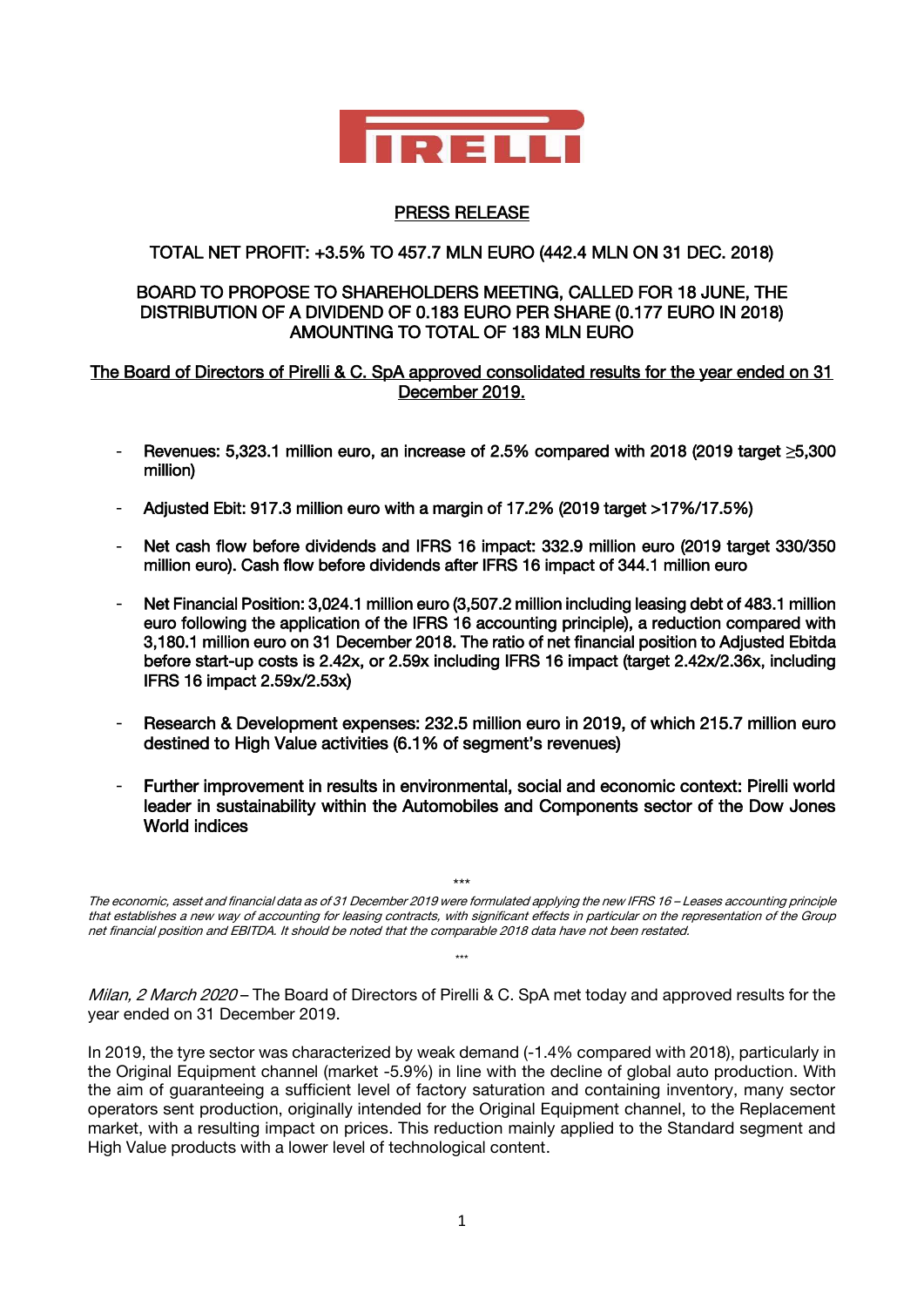PIRELLI

PRESS RELEASE

TOTAL NET PROFIT: +3.5% TO 457.7 MLN EURO (442.4 MLN ON 31 DEC. 2018)

BOARD TO PROPOSE TO SHAREHOLDERS MEETING, CALLED FOR 18 JUNE, THE DISTRIBUTION OF A DIVIDEND OF 0.183 EURO PER SHARE (0.177 EURO IN 2018) AMOUNTING TO TOTAL OF 183 MLN EURO

The Board of Directors of Pirelli & C. SpA approved consolidated results for the year ended on 31 December 2019.

- Revenues: 5,323.1 million euro, an increase of 2.5% compared with 2018 (2019 target ≥5,300 million)
- Adjusted Ebit: 917.3 million euro with a margin of 17.2% (2019 target >17%/17.5%)
- Net cash flow before dividends and IFRS 16 impact: 332.9 million euro (2019 target 330/350 million euro). Cash flow before dividends after IFRS 16 impact of 344.1 million euro
- Net Financial Position: 3,024.1 million euro (3,507.2 million including leasing debt of 483.1 million euro following the application of the IFRS 16 accounting principle), a reduction compared with 3,180.1 million euro on 31 December 2018. The ratio of net financial position to Adjusted Ebitda before start-up costs is 2.42x, or 2.59x including IFRS 16 impact (target 2.42x/2.36x, including IFRS 16 impact 2.59x/2.53x)
- Research & Development expenses: 232.5 million euro in 2019, of which 215.7 million euro destined to High Value activities (6.1% of segment's revenues)
- Further improvement in results in environmental, social and economic context: Pirelli world leader in sustainability within the Automobiles and Components sector of the Dow Jones World indices

\*\*\*

*The economic, asset and financial data as of 31 December 2019 were formulated applying the new IFRS 16 – Leases accounting principle that establishes a new way of accounting for leasing contracts, with significant effects in particular on the representation of the Group net financial position and EBITDA. It should be noted that the comparable 2018 data have not been restated.*

\*\*\*

*Milan, 2 March 2020* – The Board of Directors of Pirelli & C. SpA met today and approved results for the year ended on 31 December 2019.

In 2019, the tyre sector was characterized by weak demand (-1.4% compared with 2018), particularly in the Original Equipment channel (market -5.9%) in line with the decline of global auto production. With the aim of guaranteeing a sufficient level of factory saturation and containing inventory, many sector operators sent production, originally intended for the Original Equipment channel, to the Replacement market, with a resulting impact on prices. This reduction mainly applied to the Standard segment and High Value products with a lower level of technological content.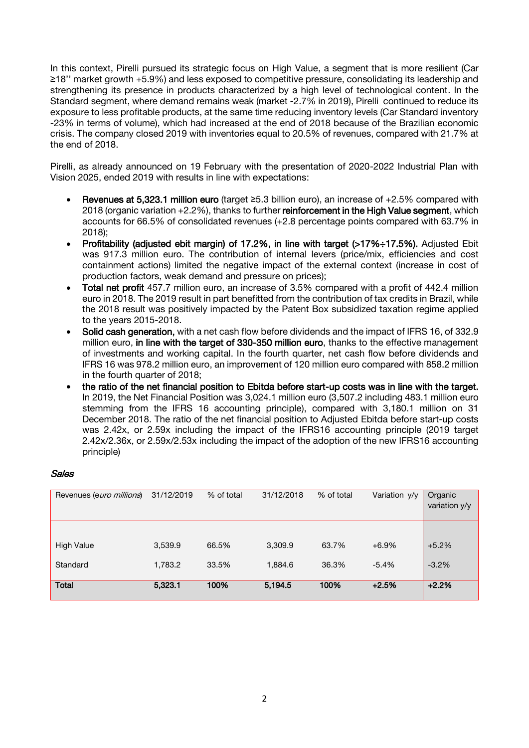In this context, Pirelli pursued its strategic focus on High Value, a segment that is more resilient (Car ≥18'' market growth +5.9%) and less exposed to competitive pressure, consolidating its leadership and strengthening its presence in products characterized by a high level of technological content. In the Standard segment, where demand remains weak (market -2.7% in 2019), Pirelli continued to reduce its exposure to less profitable products, at the same time reducing inventory levels (Car Standard inventory -23% in terms of volume), which had increased at the end of 2018 because of the Brazilian economic crisis. The company closed 2019 with inventories equal to 20.5% of revenues, compared with 21.7% at the end of 2018.

Pirelli, as already announced on 19 February with the presentation of 2020-2022 Industrial Plan with Vision 2025, ended 2019 with results in line with expectations:

- **Revenues at 5,323.1 million euro** (target ≥5.3 billion euro), an increase of +2.5% compared with 2018 (organic variation +2.2%), thanks to further **reinforcement in the High Value segment**, which accounts for 66.5% of consolidated revenues (+2.8 percentage points compared with 63.7% in 2018);
- **Profitability (adjusted ebit margin) of 17.2%, in line with target (>17%÷17.5%).** Adjusted Ebit was 917.3 million euro. The contribution of internal levers (price/mix, efficiencies and cost containment actions) limited the negative impact of the external context (increase in cost of production factors, weak demand and pressure on prices);
- **Total net profit** 457.7 million euro, an increase of 3.5% compared with a profit of 442.4 million euro in 2018. The 2019 result in part benefitted from the contribution of tax credits in Brazil, while the 2018 result was positively impacted by the Patent Box subsidized taxation regime applied to the years 2015-2018.
- **Solid cash generation,** with a net cash flow before dividends and the impact of IFRS 16, of 332.9 million euro, **in line with the target of 330-350 million euro**, thanks to the effective management of investments and working capital. In the fourth quarter, net cash flow before dividends and IFRS 16 was 978.2 million euro, an improvement of 120 million euro compared with 858.2 million in the fourth quarter of 2018;
- **the ratio of the net financial position to Ebitda before start-up costs was in line with the target.** In 2019, the Net Financial Position was 3,024.1 million euro (3,507.2 including 483.1 million euro stemming from the IFRS 16 accounting principle), compared with 3,180.1 million on 31 December 2018. The ratio of the net financial position to Adjusted Ebitda before start-up costs was 2.42x, or 2.59x including the impact of the IFRS16 accounting principle (2019 target 2.42x/2.36x, or 2.59x/2.53x including the impact of the adoption of the new IFRS16 accounting principle)

### *Sales*

| Revenues (*euro millions*) | 31/12/2019 | % of total | 31/12/2018 | % of total | Variation y/y | Organic variation y/y |
|---|---|---|---|---|---|---|
| High Value | 3,539.9 | 66.5% | 3,309.9 | 63.7% | +6.9% | +5.2% |
| Standard | 1,783.2 | 33.5% | 1,884.6 | 36.3% | -5.4% | -3.2% |
| **Total** | **5,323.1** | **100%** | **5,194.5** | **100%** | **+2.5%** | **+2.2%** |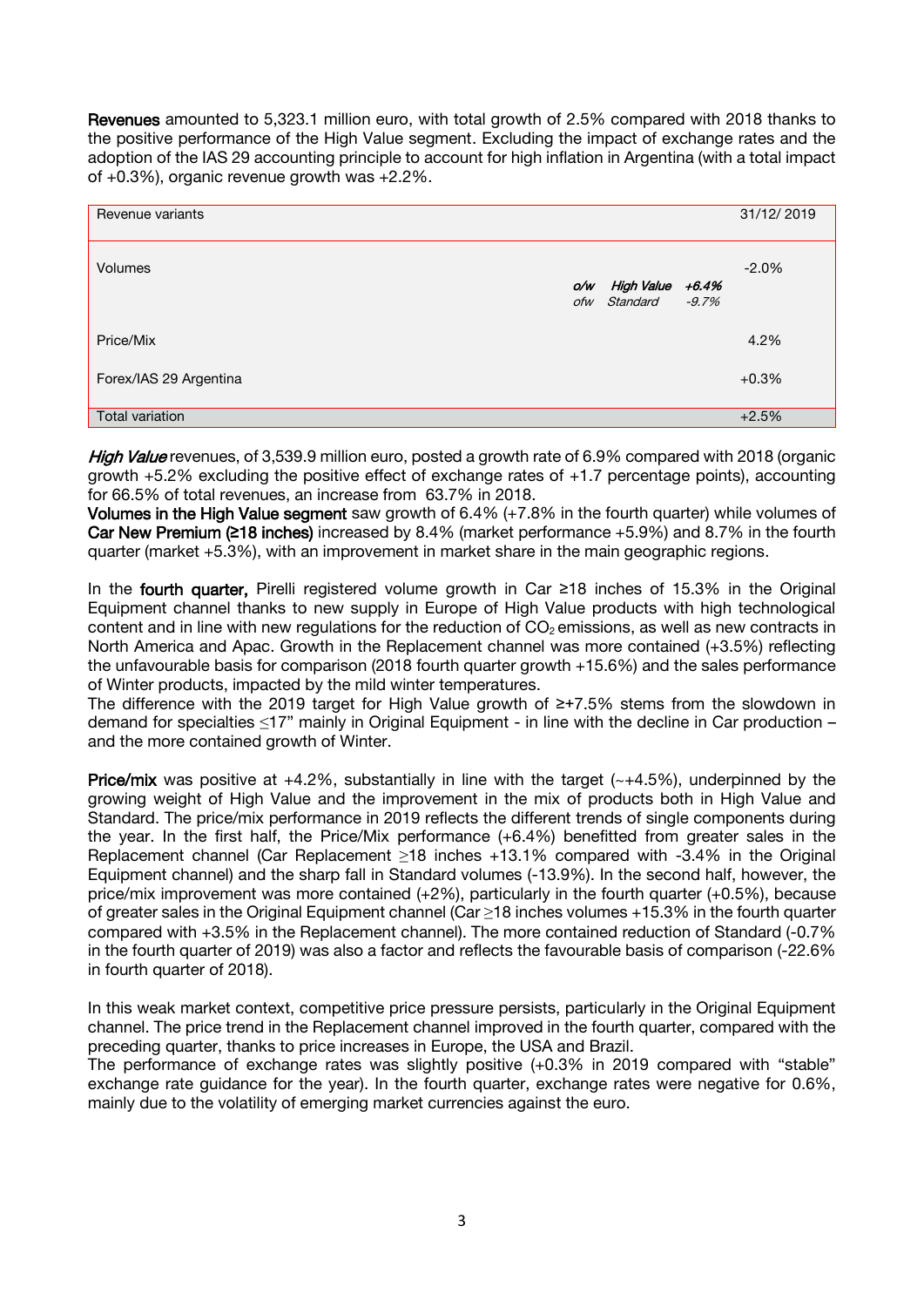**Revenues** amounted to 5,323.1 million euro, with total growth of 2.5% compared with 2018 thanks to the positive performance of the High Value segment. Excluding the impact of exchange rates and the adoption of the IAS 29 accounting principle to account for high inflation in Argentina (with a total impact of +0.3%), organic revenue growth was +2.2%.

| Revenue variants | | | | 31/12/ 2019 |
|---|---|---|---|---|
| Volumes | | | | -2.0% |
| | *o/w* | ***High Value*** | ***+6.4%*** | |
| | *ofw* | *Standard* | *-9.7%* | |
| Price/Mix | | | | 4.2% |
| Forex/IAS 29 Argentina | | | | +0.3% |
| Total variation | | | | +2.5% |

***High Value*** revenues, of 3,539.9 million euro, posted a growth rate of 6.9% compared with 2018 (organic growth +5.2% excluding the positive effect of exchange rates of +1.7 percentage points), accounting for 66.5% of total revenues, an increase from 63.7% in 2018.

**Volumes in the High Value segment** saw growth of 6.4% (+7.8% in the fourth quarter) while volumes of **Car New Premium (≥18 inches)** increased by 8.4% (market performance +5.9%) and 8.7% in the fourth quarter (market +5.3%), with an improvement in market share in the main geographic regions.

In the **fourth quarter,** Pirelli registered volume growth in Car ≥18 inches of 15.3% in the Original Equipment channel thanks to new supply in Europe of High Value products with high technological content and in line with new regulations for the reduction of $CO_2$ emissions, as well as new contracts in North America and Apac. Growth in the Replacement channel was more contained (+3.5%) reflecting the unfavourable basis for comparison (2018 fourth quarter growth +15.6%) and the sales performance of Winter products, impacted by the mild winter temperatures.

The difference with the 2019 target for High Value growth of ≥+7.5% stems from the slowdown in demand for specialties ≤17" mainly in Original Equipment - in line with the decline in Car production – and the more contained growth of Winter.

**Price/mix** was positive at +4.2%, substantially in line with the target (~+4.5%), underpinned by the growing weight of High Value and the improvement in the mix of products both in High Value and Standard. The price/mix performance in 2019 reflects the different trends of single components during the year. In the first half, the Price/Mix performance (+6.4%) benefitted from greater sales in the Replacement channel (Car Replacement ≥18 inches +13.1% compared with -3.4% in the Original Equipment channel) and the sharp fall in Standard volumes (-13.9%). In the second half, however, the price/mix improvement was more contained (+2%), particularly in the fourth quarter (+0.5%), because of greater sales in the Original Equipment channel (Car ≥18 inches volumes +15.3% in the fourth quarter compared with +3.5% in the Replacement channel). The more contained reduction of Standard (-0.7% in the fourth quarter of 2019) was also a factor and reflects the favourable basis of comparison (-22.6% in fourth quarter of 2018).

In this weak market context, competitive price pressure persists, particularly in the Original Equipment channel. The price trend in the Replacement channel improved in the fourth quarter, compared with the preceding quarter, thanks to price increases in Europe, the USA and Brazil.

The performance of exchange rates was slightly positive (+0.3% in 2019 compared with "stable" exchange rate guidance for the year). In the fourth quarter, exchange rates were negative for 0.6%, mainly due to the volatility of emerging market currencies against the euro.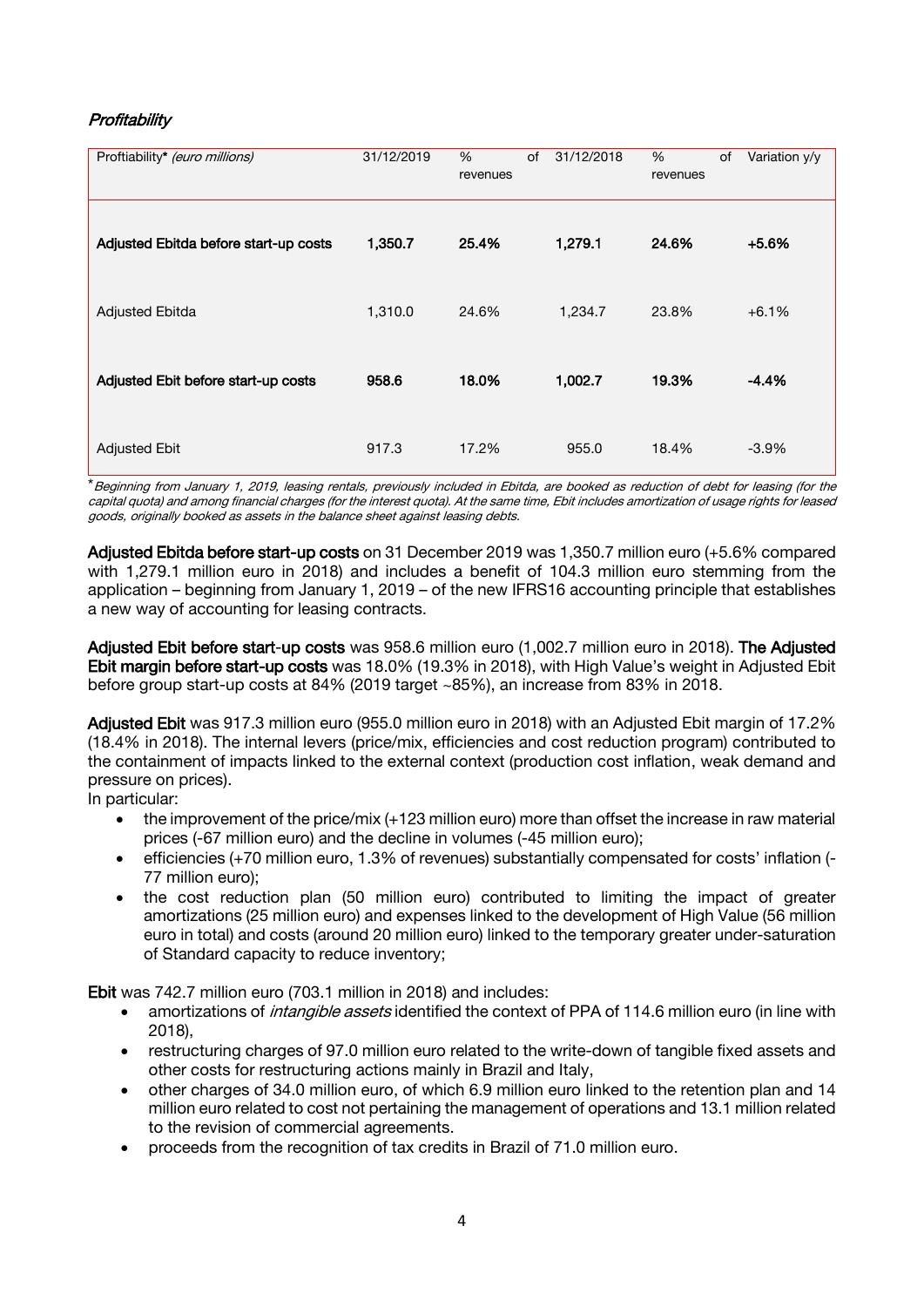## *Profitability*

| Proftiability* *(euro millions)* | 31/12/2019 | % of revenues | 31/12/2018 | % of revenues | Variation y/y |
|---|---|---|---|---|---|
| **Adjusted Ebitda before start-up costs** | **1,350.7** | **25.4%** | **1,279.1** | **24.6%** | **+5.6%** |
| Adjusted Ebitda | 1,310.0 | 24.6% | 1,234.7 | 23.8% | +6.1% |
| **Adjusted Ebit before start-up costs** | **958.6** | **18.0%** | **1,002.7** | **19.3%** | **-4.4%** |
| Adjusted Ebit | 917.3 | 17.2% | 955.0 | 18.4% | -3.9% |

\* *Beginning from January 1, 2019, leasing rentals, previously included in Ebitda, are booked as reduction of debt for leasing (for the capital quota) and among financial charges (for the interest quota). At the same time, Ebit includes amortization of usage rights for leased goods, originally booked as assets in the balance sheet against leasing debts.*

**Adjusted Ebitda before start-up costs** on 31 December 2019 was 1,350.7 million euro (+5.6% compared with 1,279.1 million euro in 2018) and includes a benefit of 104.3 million euro stemming from the application – beginning from January 1, 2019 – of the new IFRS16 accounting principle that establishes a new way of accounting for leasing contracts.

**Adjusted Ebit before start-up costs** was 958.6 million euro (1,002.7 million euro in 2018). **The Adjusted Ebit margin before start-up costs** was 18.0% (19.3% in 2018), with High Value's weight in Adjusted Ebit before group start-up costs at 84% (2019 target ~85%), an increase from 83% in 2018.

**Adjusted Ebit** was 917.3 million euro (955.0 million euro in 2018) with an Adjusted Ebit margin of 17.2% (18.4% in 2018). The internal levers (price/mix, efficiencies and cost reduction program) contributed to the containment of impacts linked to the external context (production cost inflation, weak demand and pressure on prices).

In particular:

- the improvement of the price/mix (+123 million euro) more than offset the increase in raw material prices (-67 million euro) and the decline in volumes (-45 million euro);
- efficiencies (+70 million euro, 1.3% of revenues) substantially compensated for costs' inflation (-77 million euro);
- the cost reduction plan (50 million euro) contributed to limiting the impact of greater amortizations (25 million euro) and expenses linked to the development of High Value (56 million euro in total) and costs (around 20 million euro) linked to the temporary greater under-saturation of Standard capacity to reduce inventory;

**Ebit** was 742.7 million euro (703.1 million in 2018) and includes:

- amortizations of *intangible assets* identified the context of PPA of 114.6 million euro (in line with 2018),
- restructuring charges of 97.0 million euro related to the write-down of tangible fixed assets and other costs for restructuring actions mainly in Brazil and Italy,
- other charges of 34.0 million euro, of which 6.9 million euro linked to the retention plan and 14 million euro related to cost not pertaining the management of operations and 13.1 million related to the revision of commercial agreements.
- proceeds from the recognition of tax credits in Brazil of 71.0 million euro.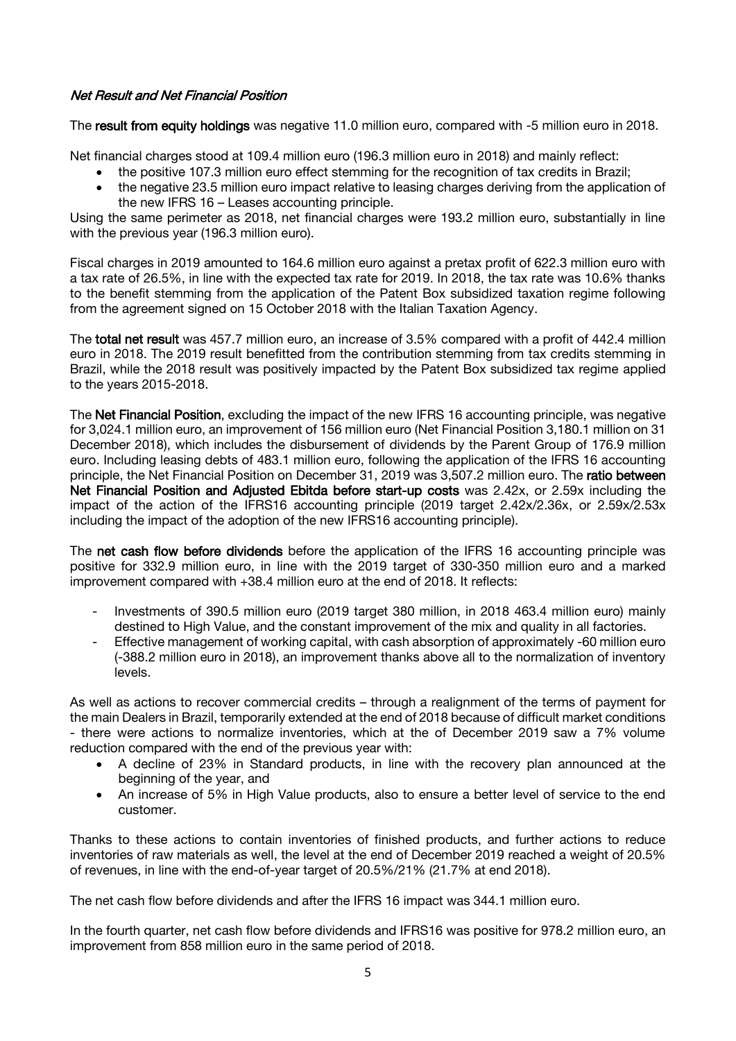*Net Result and Net Financial Position*

The **result from equity holdings** was negative 11.0 million euro, compared with -5 million euro in 2018.

Net financial charges stood at 109.4 million euro (196.3 million euro in 2018) and mainly reflect:

- the positive 107.3 million euro effect stemming for the recognition of tax credits in Brazil;
- the negative 23.5 million euro impact relative to leasing charges deriving from the application of the new IFRS 16 – Leases accounting principle.

Using the same perimeter as 2018, net financial charges were 193.2 million euro, substantially in line with the previous year (196.3 million euro).

Fiscal charges in 2019 amounted to 164.6 million euro against a pretax profit of 622.3 million euro with a tax rate of 26.5%, in line with the expected tax rate for 2019. In 2018, the tax rate was 10.6% thanks to the benefit stemming from the application of the Patent Box subsidized taxation regime following from the agreement signed on 15 October 2018 with the Italian Taxation Agency.

The **total net result** was 457.7 million euro, an increase of 3.5% compared with a profit of 442.4 million euro in 2018. The 2019 result benefitted from the contribution stemming from tax credits stemming in Brazil, while the 2018 result was positively impacted by the Patent Box subsidized tax regime applied to the years 2015-2018.

The **Net Financial Position**, excluding the impact of the new IFRS 16 accounting principle, was negative for 3,024.1 million euro, an improvement of 156 million euro (Net Financial Position 3,180.1 million on 31 December 2018), which includes the disbursement of dividends by the Parent Group of 176.9 million euro. Including leasing debts of 483.1 million euro, following the application of the IFRS 16 accounting principle, the Net Financial Position on December 31, 2019 was 3,507.2 million euro. The **ratio between Net Financial Position and Adjusted Ebitda before start-up costs** was 2.42x, or 2.59x including the impact of the action of the IFRS16 accounting principle (2019 target 2.42x/2.36x, or 2.59x/2.53x including the impact of the adoption of the new IFRS16 accounting principle).

The **net cash flow before dividends** before the application of the IFRS 16 accounting principle was positive for 332.9 million euro, in line with the 2019 target of 330-350 million euro and a marked improvement compared with +38.4 million euro at the end of 2018. It reflects:

- Investments of 390.5 million euro (2019 target 380 million, in 2018 463.4 million euro) mainly destined to High Value, and the constant improvement of the mix and quality in all factories.
- Effective management of working capital, with cash absorption of approximately -60 million euro (-388.2 million euro in 2018), an improvement thanks above all to the normalization of inventory levels.

As well as actions to recover commercial credits – through a realignment of the terms of payment for the main Dealers in Brazil, temporarily extended at the end of 2018 because of difficult market conditions - there were actions to normalize inventories, which at the of December 2019 saw a 7% volume reduction compared with the end of the previous year with:

- A decline of 23% in Standard products, in line with the recovery plan announced at the beginning of the year, and
- An increase of 5% in High Value products, also to ensure a better level of service to the end customer.

Thanks to these actions to contain inventories of finished products, and further actions to reduce inventories of raw materials as well, the level at the end of December 2019 reached a weight of 20.5% of revenues, in line with the end-of-year target of 20.5%/21% (21.7% at end 2018).

The net cash flow before dividends and after the IFRS 16 impact was 344.1 million euro.

In the fourth quarter, net cash flow before dividends and IFRS16 was positive for 978.2 million euro, an improvement from 858 million euro in the same period of 2018.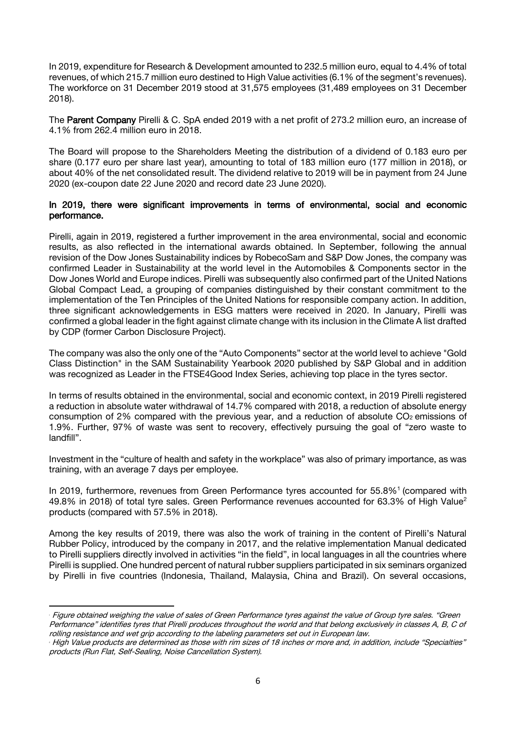In 2019, expenditure for Research & Development amounted to 232.5 million euro, equal to 4.4% of total revenues, of which 215.7 million euro destined to High Value activities (6.1% of the segment's revenues). The workforce on 31 December 2019 stood at 31,575 employees (31,489 employees on 31 December 2018).

The **Parent Company** Pirelli & C. SpA ended 2019 with a net profit of 273.2 million euro, an increase of 4.1% from 262.4 million euro in 2018.

The Board will propose to the Shareholders Meeting the distribution of a dividend of 0.183 euro per share (0.177 euro per share last year), amounting to total of 183 million euro (177 million in 2018), or about 40% of the net consolidated result. The dividend relative to 2019 will be in payment from 24 June 2020 (ex-coupon date 22 June 2020 and record date 23 June 2020).

**In 2019, there were significant improvements in terms of environmental, social and economic performance.**

Pirelli, again in 2019, registered a further improvement in the area environmental, social and economic results, as also reflected in the international awards obtained. In September, following the annual revision of the Dow Jones Sustainability indices by RobecoSam and S&P Dow Jones, the company was confirmed Leader in Sustainability at the world level in the Automobiles & Components sector in the Dow Jones World and Europe indices. Pirelli was subsequently also confirmed part of the United Nations Global Compact Lead, a grouping of companies distinguished by their constant commitment to the implementation of the Ten Principles of the United Nations for responsible company action. In addition, three significant acknowledgements in ESG matters were received in 2020. In January, Pirelli was confirmed a global leader in the fight against climate change with its inclusion in the Climate A list drafted by CDP (former Carbon Disclosure Project).

The company was also the only one of the "Auto Components" sector at the world level to achieve "Gold Class Distinction" in the SAM Sustainability Yearbook 2020 published by S&P Global and in addition was recognized as Leader in the FTSE4Good Index Series, achieving top place in the tyres sector.

In terms of results obtained in the environmental, social and economic context, in 2019 Pirelli registered a reduction in absolute water withdrawal of 14.7% compared with 2018, a reduction of absolute energy consumption of 2% compared with the previous year, and a reduction of absolute $CO_2$ emissions of 1.9%. Further, 97% of waste was sent to recovery, effectively pursuing the goal of "zero waste to landfill".

Investment in the "culture of health and safety in the workplace" was also of primary importance, as was training, with an average 7 days per employee.

In 2019, furthermore, revenues from Green Performance tyres accounted for 55.8%[1] (compared with 49.8% in 2018) of total tyre sales. Green Performance revenues accounted for 63.3% of High Value[2] products (compared with 57.5% in 2018).

Among the key results of 2019, there was also the work of training in the content of Pirelli's Natural Rubber Policy, introduced by the company in 2017, and the relative implementation Manual dedicated to Pirelli suppliers directly involved in activities "in the field", in local languages in all the countries where Pirelli is supplied. One hundred percent of natural rubber suppliers participated in six seminars organized by Pirelli in five countries (Indonesia, Thailand, Malaysia, China and Brazil). On several occasions,

---

[1] *Figure obtained weighing the value of sales of Green Performance tyres against the value of Group tyre sales. "Green Performance" identifies tyres that Pirelli produces throughout the world and that belong exclusively in classes A, B, C of rolling resistance and wet grip according to the labeling parameters set out in European law.*

[2] *High Value products are determined as those with rim sizes of 18 inches or more and, in addition, include "Specialties" products (Run Flat, Self-Sealing, Noise Cancellation System).*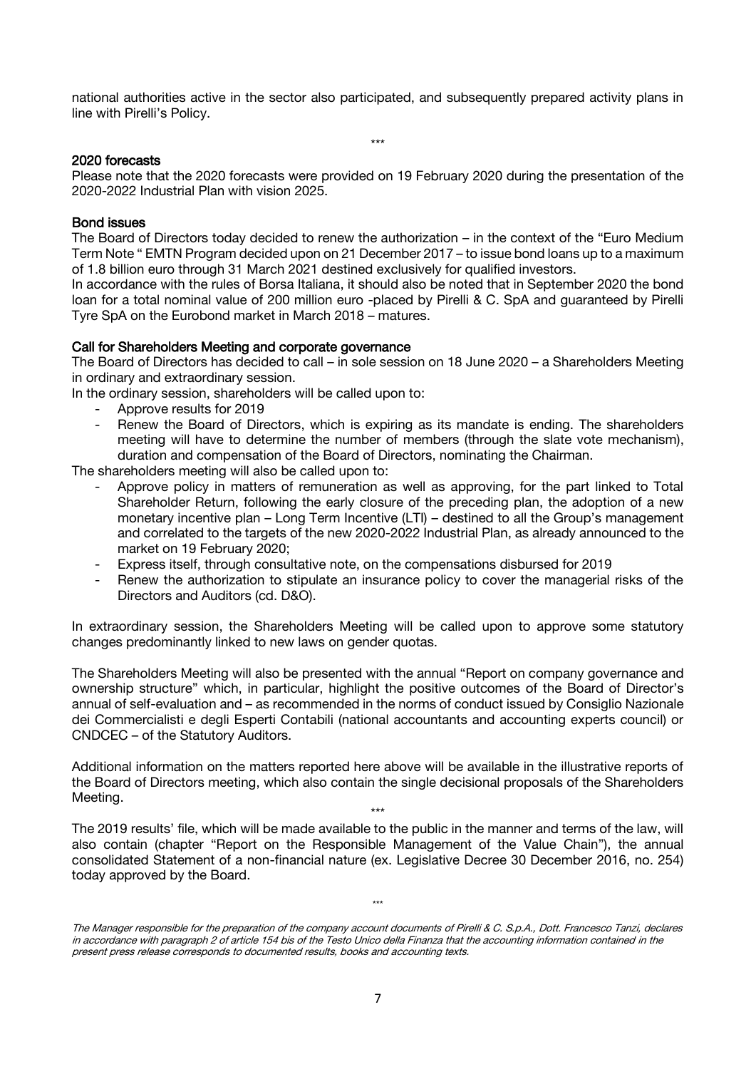national authorities active in the sector also participated, and subsequently prepared activity plans in line with Pirelli's Policy.

\*\*\*

### 2020 forecasts

Please note that the 2020 forecasts were provided on 19 February 2020 during the presentation of the 2020-2022 Industrial Plan with vision 2025.

### Bond issues

The Board of Directors today decided to renew the authorization – in the context of the "Euro Medium Term Note " EMTN Program decided upon on 21 December 2017 – to issue bond loans up to a maximum of 1.8 billion euro through 31 March 2021 destined exclusively for qualified investors.

In accordance with the rules of Borsa Italiana, it should also be noted that in September 2020 the bond loan for a total nominal value of 200 million euro -placed by Pirelli & C. SpA and guaranteed by Pirelli Tyre SpA on the Eurobond market in March 2018 – matures.

### Call for Shareholders Meeting and corporate governance

The Board of Directors has decided to call – in sole session on 18 June 2020 – a Shareholders Meeting in ordinary and extraordinary session.

In the ordinary session, shareholders will be called upon to:

- Approve results for 2019
- Renew the Board of Directors, which is expiring as its mandate is ending. The shareholders meeting will have to determine the number of members (through the slate vote mechanism), duration and compensation of the Board of Directors, nominating the Chairman.

The shareholders meeting will also be called upon to:

- Approve policy in matters of remuneration as well as approving, for the part linked to Total Shareholder Return, following the early closure of the preceding plan, the adoption of a new monetary incentive plan – Long Term Incentive (LTI) – destined to all the Group's management and correlated to the targets of the new 2020-2022 Industrial Plan, as already announced to the market on 19 February 2020;
- Express itself, through consultative note, on the compensations disbursed for 2019
- Renew the authorization to stipulate an insurance policy to cover the managerial risks of the Directors and Auditors (cd. D&O).

In extraordinary session, the Shareholders Meeting will be called upon to approve some statutory changes predominantly linked to new laws on gender quotas.

The Shareholders Meeting will also be presented with the annual "Report on company governance and ownership structure" which, in particular, highlight the positive outcomes of the Board of Director's annual of self-evaluation and – as recommended in the norms of conduct issued by Consiglio Nazionale dei Commercialisti e degli Esperti Contabili (national accountants and accounting experts council) or CNDCEC – of the Statutory Auditors.

Additional information on the matters reported here above will be available in the illustrative reports of the Board of Directors meeting, which also contain the single decisional proposals of the Shareholders Meeting.

\*\*\*

The 2019 results' file, which will be made available to the public in the manner and terms of the law, will also contain (chapter "Report on the Responsible Management of the Value Chain"), the annual consolidated Statement of a non-financial nature (ex. Legislative Decree 30 December 2016, no. 254) today approved by the Board.

\*\*\*

*The Manager responsible for the preparation of the company account documents of Pirelli & C. S.p.A., Dott. Francesco Tanzi, declares in accordance with paragraph 2 of article 154 bis of the Testo Unico della Finanza that the accounting information contained in the present press release corresponds to documented results, books and accounting texts.*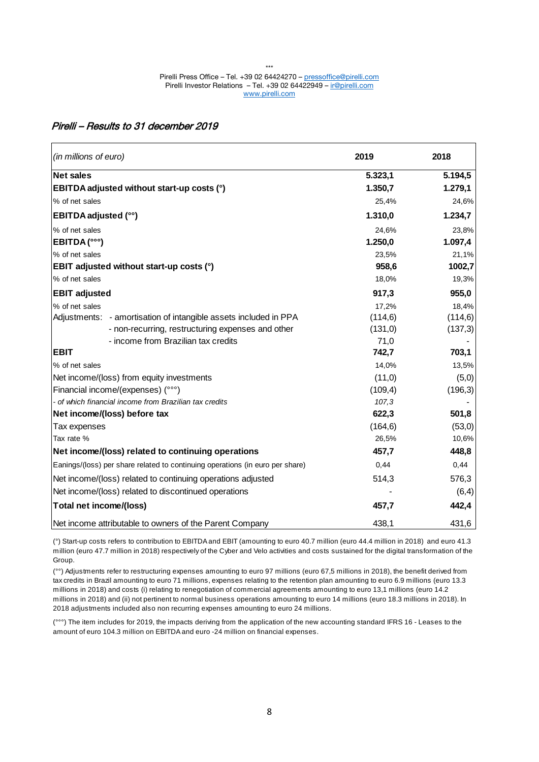\*\*\*

Pirelli Press Office – Tel. +39 02 64424270 – pressoffice@pirelli.com
Pirelli Investor Relations – Tel. +39 02 64422949 – ir@pirelli.com
www.pirelli.com

## *Pirelli – Results to 31 december 2019*

| *(in millions of euro)* | **2019** | **2018** |
|---|---|---|
| **Net sales** | **5.323,1** | **5.194,5** |
| **EBITDA adjusted without start-up costs (°)** | **1.350,7** | **1.279,1** |
| % of net sales | 25,4% | 24,6% |
| **EBITDA adjusted (°°)** | **1.310,0** | **1.234,7** |
| % of net sales | 24,6% | 23,8% |
| **EBITDA (°°°)** | **1.250,0** | **1.097,4** |
| % of net sales | 23,5% | 21,1% |
| **EBIT adjusted without start-up costs (°)** | **958,6** | **1002,7** |
| % of net sales | 18,0% | 19,3% |
| **EBIT adjusted** | **917,3** | **955,0** |
| % of net sales | 17,2% | 18,4% |
| Adjustments: - amortisation of intangible assets included in PPA | (114,6) | (114,6) |
| - non-recurring, restructuring expenses and other | (131,0) | (137,3) |
| - income from Brazilian tax credits | 71,0 | - |
| **EBIT** | **742,7** | **703,1** |
| % of net sales | 14,0% | 13,5% |
| Net income/(loss) from equity investments | (11,0) | (5,0) |
| Financial income/(expenses) (°°°) | (109,4) | (196,3) |
| *- of which financial income from Brazilian tax credits* | *107,3* | - |
| **Net income/(loss) before tax** | **622,3** | **501,8** |
| Tax expenses | (164,6) | (53,0) |
| Tax rate % | 26,5% | 10,6% |
| **Net income/(loss) related to continuing operations** | **457,7** | **448,8** |
| Eanings/(loss) per share related to continuing operations (in euro per share) | 0,44 | 0,44 |
| Net income/(loss) related to continuing operations adjusted | 514,3 | 576,3 |
| Net income/(loss) related to discontinued operations | - | (6,4) |
| **Total net income/(loss)** | **457,7** | **442,4** |
| Net income attributable to owners of the Parent Company | 438,1 | 431,6 |

(°) Start-up costs refers to contribution to EBITDA and EBIT (amounting to euro 40.7 million (euro 44.4 million in 2018) and euro 41.3 million (euro 47.7 million in 2018) respectively of the Cyber and Velo activities and costs sustained for the digital transformation of the Group.

(°°) Adjustments refer to restructuring expenses amounting to euro 97 millions (euro 67,5 millions in 2018), the benefit derived from tax credits in Brazil amounting to euro 71 millions, expenses relating to the retention plan amounting to euro 6.9 millions (euro 13.3 millions in 2018) and costs (i) relating to renegotiation of commercial agreements amounting to euro 13,1 millions (euro 14.2 millions in 2018) and (ii) not pertinent to normal business operations amounting to euro 14 millions (euro 18.3 millions in 2018). In 2018 adjustments included also non recurring expenses amounting to euro 24 millions.

(°°°) The item includes for 2019, the impacts deriving from the application of the new accounting standard IFRS 16 - Leases to the amount of euro 104.3 million on EBITDA and euro -24 million on financial expenses.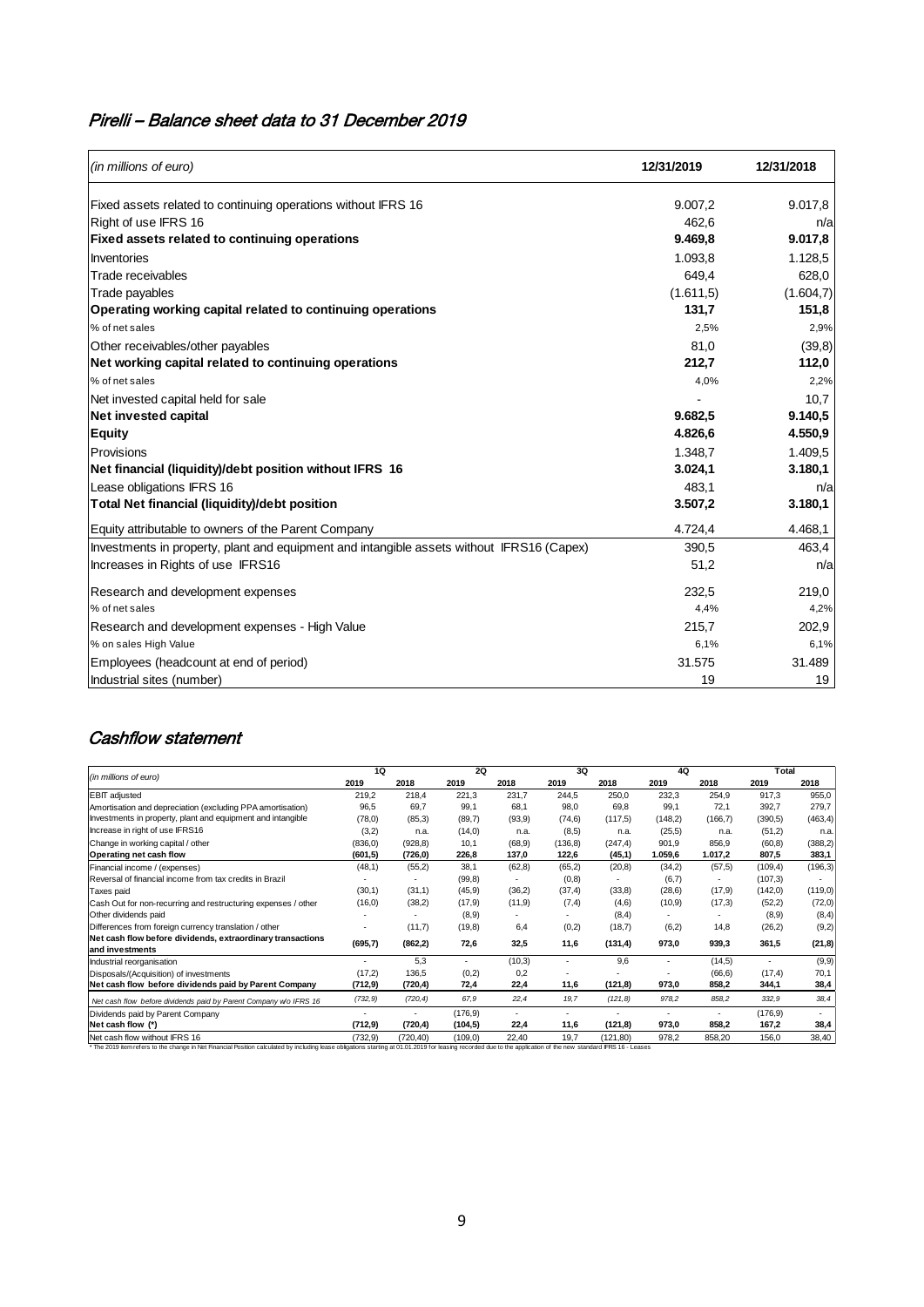## *Pirelli – Balance sheet data to 31 December 2019*

| *(in millions of euro)* | 12/31/2019 | 12/31/2018 |
|---|---|---|
| Fixed assets related to continuing operations without IFRS 16 | 9.007,2 | 9.017,8 |
| Right of use IFRS 16 | 462,6 | n/a |
| **Fixed assets related to continuing operations** | **9.469,8** | **9.017,8** |
| Inventories | 1.093,8 | 1.128,5 |
| Trade receivables | 649,4 | 628,0 |
| Trade payables | (1.611,5) | (1.604,7) |
| **Operating working capital related to continuing operations** | **131,7** | **151,8** |
| % of net sales | 2,5% | 2,9% |
| Other receivables/other payables | 81,0 | (39,8) |
| **Net working capital related to continuing operations** | **212,7** | **112,0** |
| % of net sales | 4,0% | 2,2% |
| Net invested capital held for sale | - | 10,7 |
| **Net invested capital** | **9.682,5** | **9.140,5** |
| **Equity** | **4.826,6** | **4.550,9** |
| Provisions | 1.348,7 | 1.409,5 |
| **Net financial (liquidity)/debt position without IFRS 16** | **3.024,1** | **3.180,1** |
| Lease obligations IFRS 16 | 483,1 | n/a |
| **Total Net financial (liquidity)/debt position** | **3.507,2** | **3.180,1** |
| Equity attributable to owners of the Parent Company | 4.724,4 | 4.468,1 |
| Investments in property, plant and equipment and intangible assets without IFRS16 (Capex) | 390,5 | 463,4 |
| Increases in Rights of use IFRS16 | 51,2 | n/a |
| Research and development expenses | 232,5 | 219,0 |
| % of net sales | 4,4% | 4,2% |
| Research and development expenses - High Value | 215,7 | 202,9 |
| % on sales High Value | 6,1% | 6,1% |
| Employees (headcount at end of period) | 31.575 | 31.489 |
| Industrial sites (number) | 19 | 19 |

## *Cashflow statement*

| *(in millions of euro)* | 1Q | | 2Q | | 3Q | | 4Q | | Total | |
|---|---|---|---|---|---|---|---|---|---|---|
| | 2019 | 2018 | 2019 | 2018 | 2019 | 2018 | 2019 | 2018 | 2019 | 2018 |
| EBIT adjusted | 219,2 | 218,4 | 221,3 | 231,7 | 244,5 | 250,0 | 232,3 | 254,9 | 917,3 | 955,0 |
| Amortisation and depreciation (excluding PPA amortisation) | 96,5 | 69,7 | 99,1 | 68,1 | 98,0 | 69,8 | 99,1 | 72,1 | 392,7 | 279,7 |
| Investments in property, plant and equipment and intangible | (78,0) | (85,3) | (89,7) | (93,9) | (74,6) | (117,5) | (148,2) | (166,7) | (390,5) | (463,4) |
| Increase in right of use IFRS16 | (3,2) | n.a. | (14,0) | n.a. | (8,5) | n.a. | (25,5) | n.a. | (51,2) | n.a. |
| Change in working capital / other | (836,0) | (928,8) | 10,1 | (68,9) | (136,8) | (247,4) | 901,9 | 856,9 | (60,8) | (388,2) |
| **Operating net cash flow** | **(601,5)** | **(726,0)** | **226,8** | **137,0** | **122,6** | **(45,1)** | **1.059,6** | **1.017,2** | **807,5** | **383,1** |
| Financial income / (expenses) | (48,1) | (55,2) | 38,1 | (62,8) | (65,2) | (20,8) | (34,2) | (57,5) | (109,4) | (196,3) |
| Reversal of financial income from tax credits in Brazil | - | - | (99,8) | - | (0,8) | - | (6,7) | - | (107,3) | - |
| Taxes paid | (30,1) | (31,1) | (45,9) | (36,2) | (37,4) | (33,8) | (28,6) | (17,9) | (142,0) | (119,0) |
| Cash Out for non-recurring and restructuring expenses / other | (16,0) | (38,2) | (17,9) | (11,9) | (7,4) | (4,6) | (10,9) | (17,3) | (52,2) | (72,0) |
| Other dividends paid | - | - | (8,9) | - | - | (8,4) | - | - | (8,9) | (8,4) |
| Differences from foreign currency translation / other | - | (11,7) | (19,8) | 6,4 | (0,2) | (18,7) | (6,2) | 14,8 | (26,2) | (9,2) |
| **Net cash flow before dividends, extraordinary transactions and investments** | **(695,7)** | **(862,2)** | **72,6** | **32,5** | **11,6** | **(131,4)** | **973,0** | **939,3** | **361,5** | **(21,8)** |
| Industrial reorganisation | - | 5,3 | - | (10,3) | - | 9,6 | - | (14,5) | - | (9,9) |
| Disposals/(Acquisition) of investments | (17,2) | 136,5 | (0,2) | 0,2 | - | - | - | (66,6) | (17,4) | 70,1 |
| **Net cash flow before dividends paid by Parent Company** | **(712,9)** | **(720,4)** | **72,4** | **22,4** | **11,6** | **(121,8)** | **973,0** | **858,2** | **344,1** | **38,4** |
| *Net cash flow before dividends paid by Parent Company w/o IFRS 16* | *(732,9)* | *(720,4)* | *67,9* | *22,4* | *19,7* | *(121,8)* | *978,2* | *858,2* | *332,9* | *38,4* |
| Dividends paid by Parent Company | - | - | (176,9) | - | - | - | - | - | (176,9) | - |
| **Net cash flow (\*)** | **(712,9)** | **(720,4)** | **(104,5)** | **22,4** | **11,6** | **(121,8)** | **973,0** | **858,2** | **167,2** | **38,4** |
| Net cash flow without IFRS 16 | (732,9) | (720,40) | (109,0) | 22,40 | 19,7 | (121,80) | 978,2 | 858,20 | 156,0 | 38,40 |

\* The 2019 item refers to the change in Net Financial Position calculated by including lease obligations starting at 01.01.2019 for leasing recorded due to the application of the new standard IFRS 16 - Leases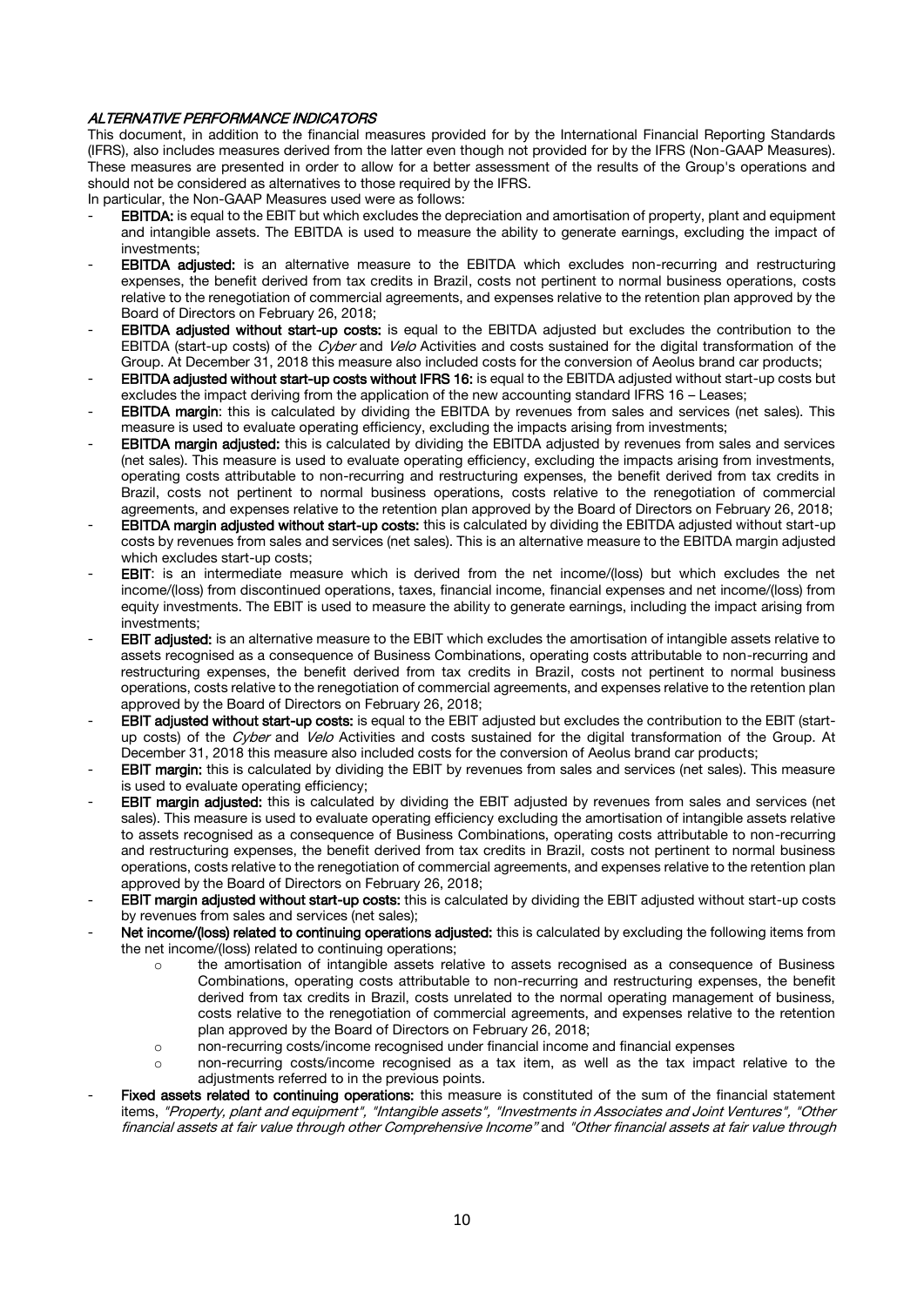## *ALTERNATIVE PERFORMANCE INDICATORS*

This document, in addition to the financial measures provided for by the International Financial Reporting Standards (IFRS), also includes measures derived from the latter even though not provided for by the IFRS (Non-GAAP Measures). These measures are presented in order to allow for a better assessment of the results of the Group's operations and should not be considered as alternatives to those required by the IFRS.

In particular, the Non-GAAP Measures used were as follows:

- **EBITDA:** is equal to the EBIT but which excludes the depreciation and amortisation of property, plant and equipment and intangible assets. The EBITDA is used to measure the ability to generate earnings, excluding the impact of investments;
- **EBITDA adjusted:** is an alternative measure to the EBITDA which excludes non-recurring and restructuring expenses, the benefit derived from tax credits in Brazil, costs not pertinent to normal business operations, costs relative to the renegotiation of commercial agreements, and expenses relative to the retention plan approved by the Board of Directors on February 26, 2018;
- **EBITDA adjusted without start-up costs:** is equal to the EBITDA adjusted but excludes the contribution to the EBITDA (start-up costs) of the *Cyber* and *Velo* Activities and costs sustained for the digital transformation of the Group. At December 31, 2018 this measure also included costs for the conversion of Aeolus brand car products;
- **EBITDA adjusted without start-up costs without IFRS 16:** is equal to the EBITDA adjusted without start-up costs but excludes the impact deriving from the application of the new accounting standard IFRS 16 – Leases;
- **EBITDA margin**: this is calculated by dividing the EBITDA by revenues from sales and services (net sales). This measure is used to evaluate operating efficiency, excluding the impacts arising from investments;
- **EBITDA margin adjusted:** this is calculated by dividing the EBITDA adjusted by revenues from sales and services (net sales). This measure is used to evaluate operating efficiency, excluding the impacts arising from investments, operating costs attributable to non-recurring and restructuring expenses, the benefit derived from tax credits in Brazil, costs not pertinent to normal business operations, costs relative to the renegotiation of commercial agreements, and expenses relative to the retention plan approved by the Board of Directors on February 26, 2018;
- **EBITDA margin adjusted without start-up costs:** this is calculated by dividing the EBITDA adjusted without start-up costs by revenues from sales and services (net sales). This is an alternative measure to the EBITDA margin adjusted which excludes start-up costs;
- **EBIT**: is an intermediate measure which is derived from the net income/(loss) but which excludes the net income/(loss) from discontinued operations, taxes, financial income, financial expenses and net income/(loss) from equity investments. The EBIT is used to measure the ability to generate earnings, including the impact arising from investments;
- **EBIT adjusted:** is an alternative measure to the EBIT which excludes the amortisation of intangible assets relative to assets recognised as a consequence of Business Combinations, operating costs attributable to non-recurring and restructuring expenses, the benefit derived from tax credits in Brazil, costs not pertinent to normal business operations, costs relative to the renegotiation of commercial agreements, and expenses relative to the retention plan approved by the Board of Directors on February 26, 2018;
- **EBIT adjusted without start-up costs:** is equal to the EBIT adjusted but excludes the contribution to the EBIT (start-up costs) of the *Cyber* and *Velo* Activities and costs sustained for the digital transformation of the Group. At December 31, 2018 this measure also included costs for the conversion of Aeolus brand car products;
- **EBIT margin:** this is calculated by dividing the EBIT by revenues from sales and services (net sales). This measure is used to evaluate operating efficiency;
- **EBIT margin adjusted:** this is calculated by dividing the EBIT adjusted by revenues from sales and services (net sales). This measure is used to evaluate operating efficiency excluding the amortisation of intangible assets relative to assets recognised as a consequence of Business Combinations, operating costs attributable to non-recurring and restructuring expenses, the benefit derived from tax credits in Brazil, costs not pertinent to normal business operations, costs relative to the renegotiation of commercial agreements, and expenses relative to the retention plan approved by the Board of Directors on February 26, 2018;
- **EBIT margin adjusted without start-up costs:** this is calculated by dividing the EBIT adjusted without start-up costs by revenues from sales and services (net sales);
- **Net income/(loss) related to continuing operations adjusted:** this is calculated by excluding the following items from the net income/(loss) related to continuing operations;
  - the amortisation of intangible assets relative to assets recognised as a consequence of Business Combinations, operating costs attributable to non-recurring and restructuring expenses, the benefit derived from tax credits in Brazil, costs unrelated to the normal operating management of business, costs relative to the renegotiation of commercial agreements, and expenses relative to the retention plan approved by the Board of Directors on February 26, 2018;
  - non-recurring costs/income recognised under financial income and financial expenses
  - non-recurring costs/income recognised as a tax item, as well as the tax impact relative to the adjustments referred to in the previous points.
- **Fixed assets related to continuing operations:** this measure is constituted of the sum of the financial statement items, *"Property, plant and equipment", "Intangible assets", "Investments in Associates and Joint Ventures", "Other financial assets at fair value through other Comprehensive Income"* and *"Other financial assets at fair value through*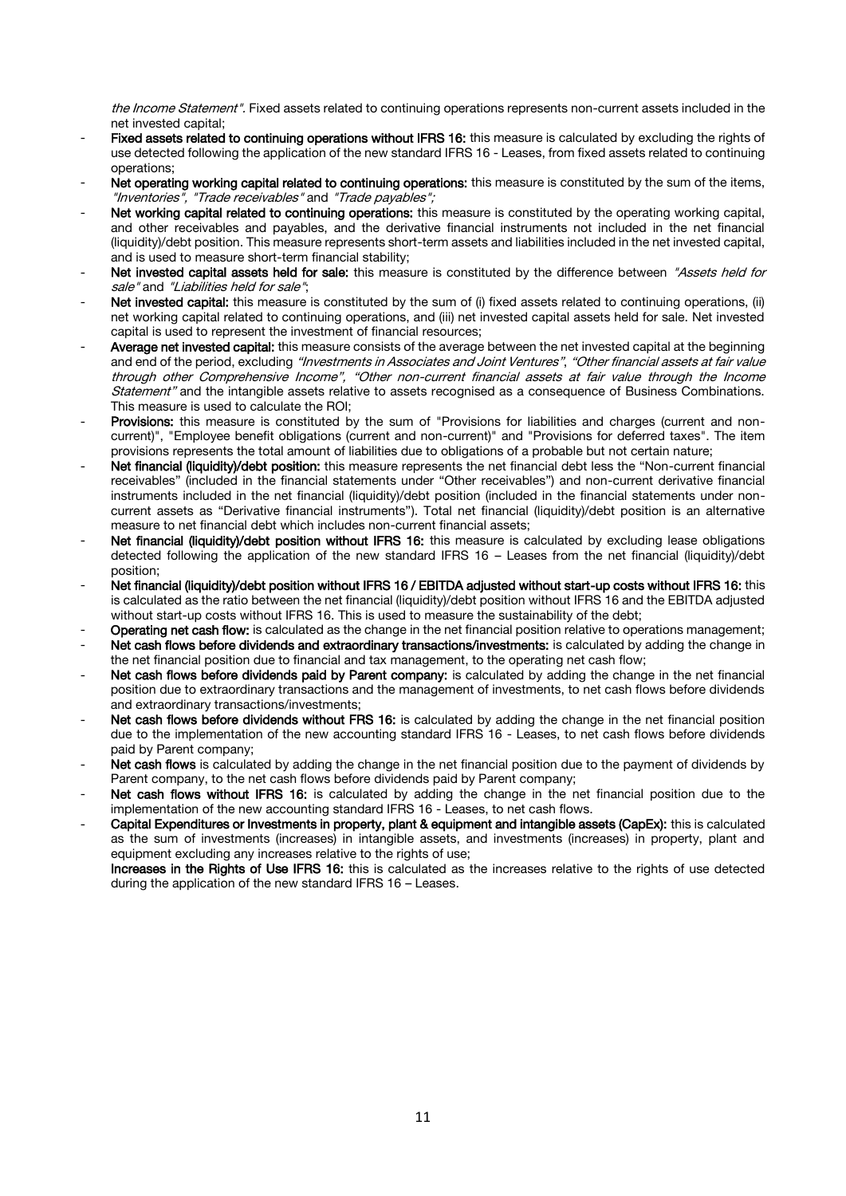*the Income Statement"*. Fixed assets related to continuing operations represents non-current assets included in the net invested capital;

- **Fixed assets related to continuing operations without IFRS 16:** this measure is calculated by excluding the rights of use detected following the application of the new standard IFRS 16 - Leases, from fixed assets related to continuing operations;
- **Net operating working capital related to continuing operations:** this measure is constituted by the sum of the items, *"Inventories"*, *"Trade receivables"* and *"Trade payables"*;
- **Net working capital related to continuing operations:** this measure is constituted by the operating working capital, and other receivables and payables, and the derivative financial instruments not included in the net financial (liquidity)/debt position. This measure represents short-term assets and liabilities included in the net invested capital, and is used to measure short-term financial stability;
- **Net invested capital assets held for sale:** this measure is constituted by the difference between *"Assets held for sale"* and *"Liabilities held for sale"*;
- **Net invested capital:** this measure is constituted by the sum of (i) fixed assets related to continuing operations, (ii) net working capital related to continuing operations, and (iii) net invested capital assets held for sale. Net invested capital is used to represent the investment of financial resources;
- **Average net invested capital:** this measure consists of the average between the net invested capital at the beginning and end of the period, excluding *"Investments in Associates and Joint Ventures"*, *"Other financial assets at fair value through other Comprehensive Income"*, *"Other non-current financial assets at fair value through the Income Statement"* and the intangible assets relative to assets recognised as a consequence of Business Combinations. This measure is used to calculate the ROI;
- **Provisions:** this measure is constituted by the sum of "Provisions for liabilities and charges (current and non-current)", "Employee benefit obligations (current and non-current)" and "Provisions for deferred taxes". The item provisions represents the total amount of liabilities due to obligations of a probable but not certain nature;
- **Net financial (liquidity)/debt position:** this measure represents the net financial debt less the "Non-current financial receivables" (included in the financial statements under "Other receivables") and non-current derivative financial instruments included in the net financial (liquidity)/debt position (included in the financial statements under non-current assets as "Derivative financial instruments"). Total net financial (liquidity)/debt position is an alternative measure to net financial debt which includes non-current financial assets;
- **Net financial (liquidity)/debt position without IFRS 16:** this measure is calculated by excluding lease obligations detected following the application of the new standard IFRS 16 – Leases from the net financial (liquidity)/debt position;
- **Net financial (liquidity)/debt position without IFRS 16 / EBITDA adjusted without start-up costs without IFRS 16:** this is calculated as the ratio between the net financial (liquidity)/debt position without IFRS 16 and the EBITDA adjusted without start-up costs without IFRS 16. This is used to measure the sustainability of the debt;
- **Operating net cash flow:** is calculated as the change in the net financial position relative to operations management;
- **Net cash flows before dividends and extraordinary transactions/investments:** is calculated by adding the change in the net financial position due to financial and tax management, to the operating net cash flow;
- **Net cash flows before dividends paid by Parent company:** is calculated by adding the change in the net financial position due to extraordinary transactions and the management of investments, to net cash flows before dividends and extraordinary transactions/investments;
- **Net cash flows before dividends without FRS 16:** is calculated by adding the change in the net financial position due to the implementation of the new accounting standard IFRS 16 - Leases, to net cash flows before dividends paid by Parent company;
- **Net cash flows** is calculated by adding the change in the net financial position due to the payment of dividends by Parent company, to the net cash flows before dividends paid by Parent company;
- **Net cash flows without IFRS 16:** is calculated by adding the change in the net financial position due to the implementation of the new accounting standard IFRS 16 - Leases, to net cash flows.
- **Capital Expenditures or Investments in property, plant & equipment and intangible assets (CapEx):** this is calculated as the sum of investments (increases) in intangible assets, and investments (increases) in property, plant and equipment excluding any increases relative to the rights of use;

  **Increases in the Rights of Use IFRS 16:** this is calculated as the increases relative to the rights of use detected during the application of the new standard IFRS 16 – Leases.